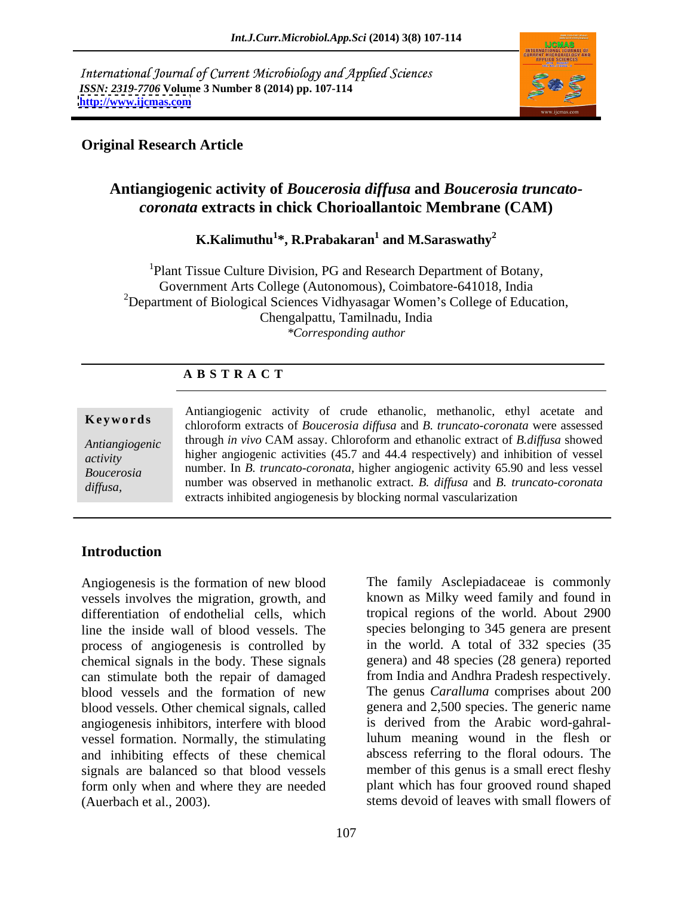International Journal of Current Microbiology and Applied Sciences
*ISSN: 2319-7706* **Volume 3 Number 8 (2014) pp. 107-114**
**http://www.ijcmas.com**

**Original Research Article**

# Antiangiogenic activity of *Boucerosia diffusa* and *Boucerosia truncato-coronata* extracts in chick Chorioallantoic Membrane (CAM)

**K.Kalimuthu[1]\*, R.Prabakaran[1] and M.Saraswathy[2]**

[1]Plant Tissue Culture Division, PG and Research Department of Botany, Government Arts College (Autonomous), Coimbatore-641018, India
[2]Department of Biological Sciences Vidhyasagar Women's College of Education, Chengalpattu, Tamilnadu, India
*\*Corresponding author*

## ABSTRACT

**Keywords**

*Antiangiogenic activity*
*Boucerosia diffusa,*

Antiangiogenic activity of crude ethanolic, methanolic, ethyl acetate and chloroform extracts of *Boucerosia diffusa* and *B. truncato-coronata* were assessed through *in vivo* CAM assay. Chloroform and ethanolic extract of *B.diffusa* showed higher angiogenic activities (45.7 and 44.4 respectively) and inhibition of vessel number. In *B. truncato-coronata,* higher angiogenic activity 65.90 and less vessel number was observed in methanolic extract. *B. diffusa* and *B. truncato-coronata* extracts inhibited angiogenesis by blocking normal vascularization

## Introduction

Angiogenesis is the formation of new blood vessels involves the migration, growth, and differentiation of endothelial cells, which line the inside wall of blood vessels. The process of angiogenesis is controlled by chemical signals in the body. These signals can stimulate both the repair of damaged blood vessels and the formation of new blood vessels. Other chemical signals, called angiogenesis inhibitors, interfere with blood vessel formation. Normally, the stimulating and inhibiting effects of these chemical signals are balanced so that blood vessels form only when and where they are needed (Auerbach et al., 2003).

The family Asclepiadaceae is commonly known as Milky weed family and found in tropical regions of the world. About 2900 species belonging to 345 genera are present in the world. A total of 332 species (35 genera) and 48 species (28 genera) reported from India and Andhra Pradesh respectively. The genus *Caralluma* comprises about 200 genera and 2,500 species. The generic name is derived from the Arabic word-gahral-luhum meaning wound in the flesh or abscess referring to the floral odours. The member of this genus is a small erect fleshy plant which has four grooved round shaped stems devoid of leaves with small flowers of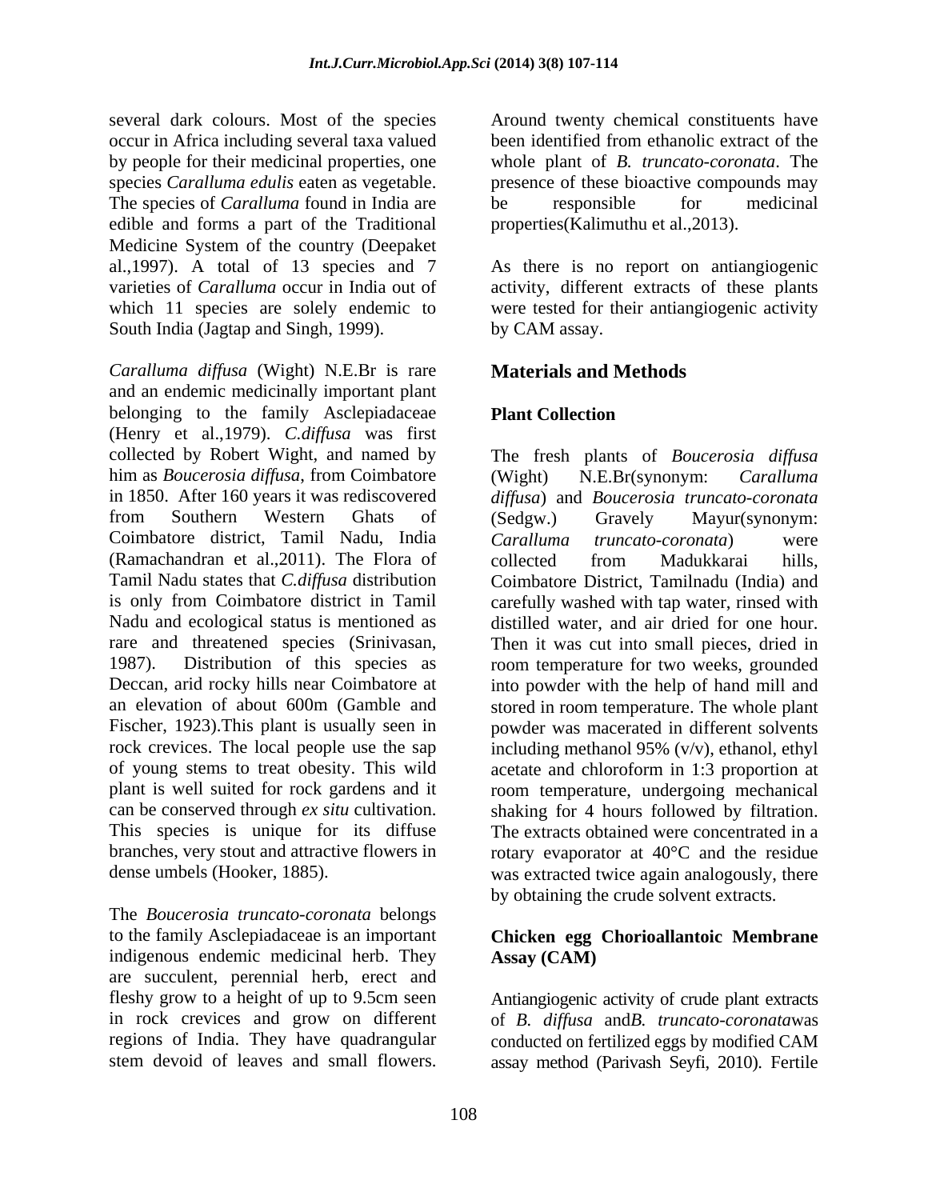several dark colours. Most of the species occur in Africa including several taxa valued by people for their medicinal properties, one species *Caralluma edulis* eaten as vegetable. The species of *Caralluma* found in India are edible and forms a part of the Traditional Medicine System of the country (Deepaket al.,1997). A total of 13 species and 7 varieties of *Caralluma* occur in India out of which 11 species are solely endemic to South India (Jagtap and Singh, 1999).

*Caralluma diffusa* (Wight) N.E.Br is rare and an endemic medicinally important plant belonging to the family Asclepiadaceae (Henry et al.,1979). *C.diffusa* was first collected by Robert Wight, and named by him as *Boucerosia diffusa*, from Coimbatore in 1850. After 160 years it was rediscovered from Southern Western Ghats of Coimbatore district, Tamil Nadu, India (Ramachandran et al.,2011). The Flora of Tamil Nadu states that *C.diffusa* distribution is only from Coimbatore district in Tamil Nadu and ecological status is mentioned as rare and threatened species (Srinivasan, 1987). Distribution of this species as Deccan, arid rocky hills near Coimbatore at an elevation of about 600m (Gamble and Fischer, 1923).This plant is usually seen in rock crevices. The local people use the sap of young stems to treat obesity. This wild plant is well suited for rock gardens and it can be conserved through *ex situ* cultivation. This species is unique for its diffuse branches, very stout and attractive flowers in dense umbels (Hooker, 1885).

The *Boucerosia truncato-coronata* belongs to the family Asclepiadaceae is an important indigenous endemic medicinal herb. They are succulent, perennial herb, erect and fleshy grow to a height of up to 9.5cm seen in rock crevices and grow on different regions of India. They have quadrangular stem devoid of leaves and small flowers. Around twenty chemical constituents have been identified from ethanolic extract of the whole plant of *B. truncato-coronata*. The presence of these bioactive compounds may be responsible for medicinal properties(Kalimuthu et al.,2013).

As there is no report on antiangiogenic activity, different extracts of these plants were tested for their antiangiogenic activity by CAM assay.

## Materials and Methods

### Plant Collection

The fresh plants of *Boucerosia diffusa* (Wight) N.E.Br(synonym: *Caralluma diffusa*) and *Boucerosia truncato-coronata* (Sedgw.) Gravely Mayur(synonym: *Caralluma truncato-coronata*) were collected from Madukkarai hills, Coimbatore District, Tamilnadu (India) and carefully washed with tap water, rinsed with distilled water, and air dried for one hour. Then it was cut into small pieces, dried in room temperature for two weeks, grounded into powder with the help of hand mill and stored in room temperature. The whole plant powder was macerated in different solvents including methanol 95% (v/v), ethanol, ethyl acetate and chloroform in 1:3 proportion at room temperature, undergoing mechanical shaking for 4 hours followed by filtration. The extracts obtained were concentrated in a rotary evaporator at 40°C and the residue was extracted twice again analogously, there by obtaining the crude solvent extracts.

### Chicken egg Chorioallantoic Membrane Assay (CAM)

Antiangiogenic activity of crude plant extracts of *B. diffusa* and*B. truncato-coronata*was conducted on fertilized eggs by modified CAM assay method (Parivash Seyfi, 2010). Fertile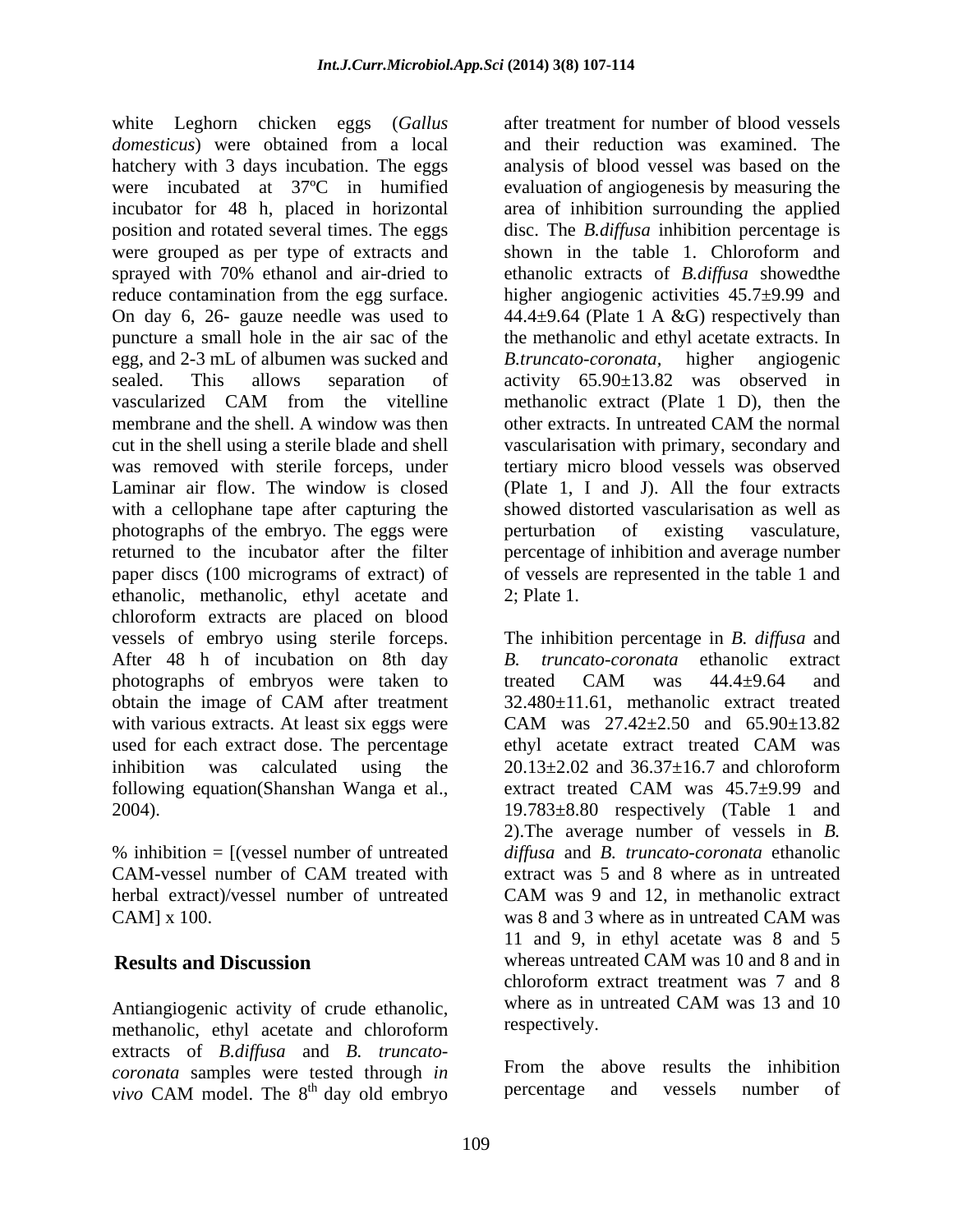white Leghorn chicken eggs (*Gallus domesticus*) were obtained from a local hatchery with 3 days incubation. The eggs were incubated at 37ºC in humified incubator for 48 h, placed in horizontal position and rotated several times. The eggs were grouped as per type of extracts and sprayed with 70% ethanol and air-dried to reduce contamination from the egg surface. On day 6, 26- gauze needle was used to puncture a small hole in the air sac of the egg, and 2-3 mL of albumen was sucked and sealed. This allows separation of vascularized CAM from the vitelline membrane and the shell. A window was then cut in the shell using a sterile blade and shell was removed with sterile forceps, under Laminar air flow. The window is closed with a cellophane tape after capturing the photographs of the embryo. The eggs were returned to the incubator after the filter paper discs (100 micrograms of extract) of ethanolic, methanolic, ethyl acetate and chloroform extracts are placed on blood vessels of embryo using sterile forceps. After 48 h of incubation on 8th day photographs of embryos were taken to obtain the image of CAM after treatment with various extracts. At least six eggs were used for each extract dose. The percentage inhibition was calculated using the following equation(Shanshan Wanga et al., 2004).

% inhibition = [(vessel number of untreated CAM-vessel number of CAM treated with herbal extract)/vessel number of untreated CAM] x 100.

## Results and Discussion

Antiangiogenic activity of crude ethanolic, methanolic, ethyl acetate and chloroform extracts of *B.diffusa* and *B. truncato-coronata* samples were tested through *in vivo* CAM model. The 8$^{th}$ day old embryo after treatment for number of blood vessels and their reduction was examined. The analysis of blood vessel was based on the evaluation of angiogenesis by measuring the area of inhibition surrounding the applied disc. The *B.diffusa* inhibition percentage is shown in the table 1. Chloroform and ethanolic extracts of *B.diffusa* showedthe higher angiogenic activities 45.7±9.99 and 44.4±9.64 (Plate 1 A &G) respectively than the methanolic and ethyl acetate extracts. In *B.truncato-coronata*, higher angiogenic activity 65.90±13.82 was observed in methanolic extract (Plate 1 D), then the other extracts. In untreated CAM the normal vascularisation with primary, secondary and tertiary micro blood vessels was observed (Plate 1, I and J). All the four extracts showed distorted vascularisation as well as perturbation of existing vasculature, percentage of inhibition and average number of vessels are represented in the table 1 and 2; Plate 1.

The inhibition percentage in *B. diffusa* and *B. truncato-coronata* ethanolic extract treated CAM was 44.4±9.64 and 32.480±11.61, methanolic extract treated CAM was 27.42±2.50 and 65.90±13.82 ethyl acetate extract treated CAM was 20.13±2.02 and 36.37±16.7 and chloroform extract treated CAM was 45.7±9.99 and 19.783±8.80 respectively (Table 1 and 2).The average number of vessels in *B. diffusa* and *B. truncato-coronata* ethanolic extract was 5 and 8 where as in untreated CAM was 9 and 12, in methanolic extract was 8 and 3 where as in untreated CAM was 11 and 9, in ethyl acetate was 8 and 5 whereas untreated CAM was 10 and 8 and in chloroform extract treatment was 7 and 8 where as in untreated CAM was 13 and 10 respectively.

From the above results the inhibition percentage and vessels number of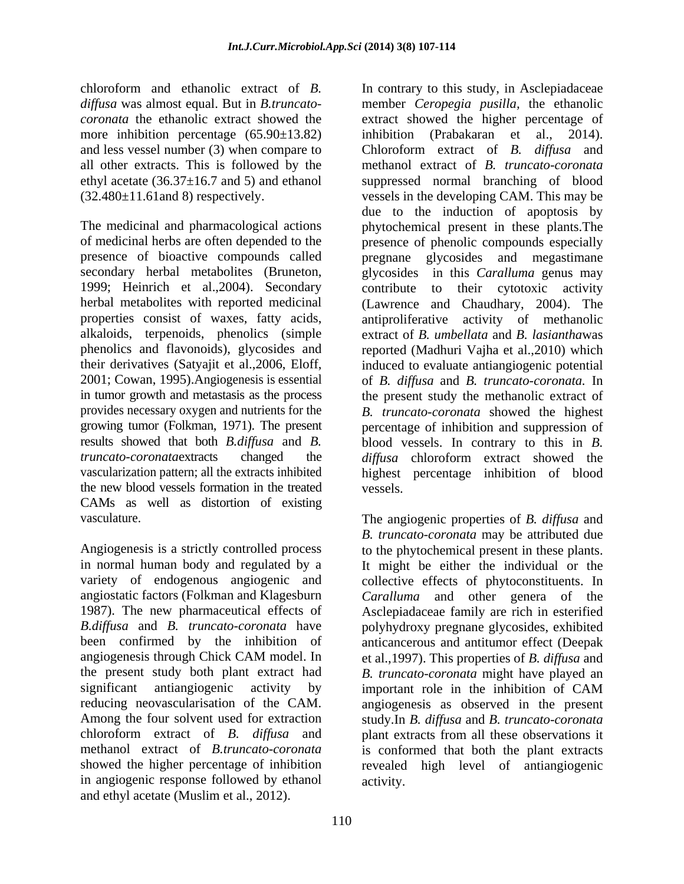chloroform and ethanolic extract of *B. diffusa* was almost equal. But in *B.truncato-coronata* the ethanolic extract showed the more inhibition percentage (65.90±13.82) and less vessel number (3) when compare to all other extracts. This is followed by the ethyl acetate (36.37±16.7 and 5) and ethanol (32.480±11.61and 8) respectively.

The medicinal and pharmacological actions of medicinal herbs are often depended to the presence of bioactive compounds called secondary herbal metabolites (Bruneton, 1999; Heinrich et al.,2004). Secondary herbal metabolites with reported medicinal properties consist of waxes, fatty acids, alkaloids, terpenoids, phenolics (simple phenolics and flavonoids), glycosides and their derivatives (Satyajit et al.,2006, Eloff, 2001; Cowan, 1995).Angiogenesis is essential in tumor growth and metastasis as the process provides necessary oxygen and nutrients for the growing tumor (Folkman, 1971). The present results showed that both *B.diffusa* and *B. truncato-coronata*extracts changed the vascularization pattern; all the extracts inhibited the new blood vessels formation in the treated CAMs as well as distortion of existing vasculature.

Angiogenesis is a strictly controlled process in normal human body and regulated by a variety of endogenous angiogenic and angiostatic factors (Folkman and Klagesburn 1987). The new pharmaceutical effects of *B.diffusa* and *B. truncato-coronata* have been confirmed by the inhibition of angiogenesis through Chick CAM model. In the present study both plant extract had significant antiangiogenic activity by reducing neovascularisation of the CAM. Among the four solvent used for extraction chloroform extract of *B. diffusa* and methanol extract of *B.truncato-coronata* showed the higher percentage of inhibition in angiogenic response followed by ethanol and ethyl acetate (Muslim et al., 2012).

In contrary to this study, in Asclepiadaceae member *Ceropegia pusilla*, the ethanolic extract showed the higher percentage of inhibition (Prabakaran et al., 2014). Chloroform extract of *B. diffusa* and methanol extract of *B. truncato-coronata* suppressed normal branching of blood vessels in the developing CAM. This may be due to the induction of apoptosis by phytochemical present in these plants.The presence of phenolic compounds especially pregnane glycosides and megastimane glycosides in this *Caralluma* genus may contribute to their cytotoxic activity (Lawrence and Chaudhary, 2004). The antiproliferative activity of methanolic extract of *B. umbellata* and *B. lasiantha*was reported (Madhuri Vajha et al.,2010) which induced to evaluate antiangiogenic potential of *B. diffusa* and *B. truncato-coronata*. In the present study the methanolic extract of *B. truncato-coronata* showed the highest percentage of inhibition and suppression of blood vessels. In contrary to this in *B. diffusa* chloroform extract showed the highest percentage inhibition of blood vessels.

The angiogenic properties of *B. diffusa* and *B. truncato-coronata* may be attributed due to the phytochemical present in these plants. It might be either the individual or the collective effects of phytoconstituents. In *Caralluma* and other genera of the Asclepiadaceae family are rich in esterified polyhydroxy pregnane glycosides, exhibited anticancerous and antitumor effect (Deepak et al.,1997). This properties of *B. diffusa* and *B. truncato-coronata* might have played an important role in the inhibition of CAM angiogenesis as observed in the present study.In *B. diffusa* and *B. truncato-coronata* plant extracts from all these observations it is conformed that both the plant extracts revealed high level of antiangiogenic activity.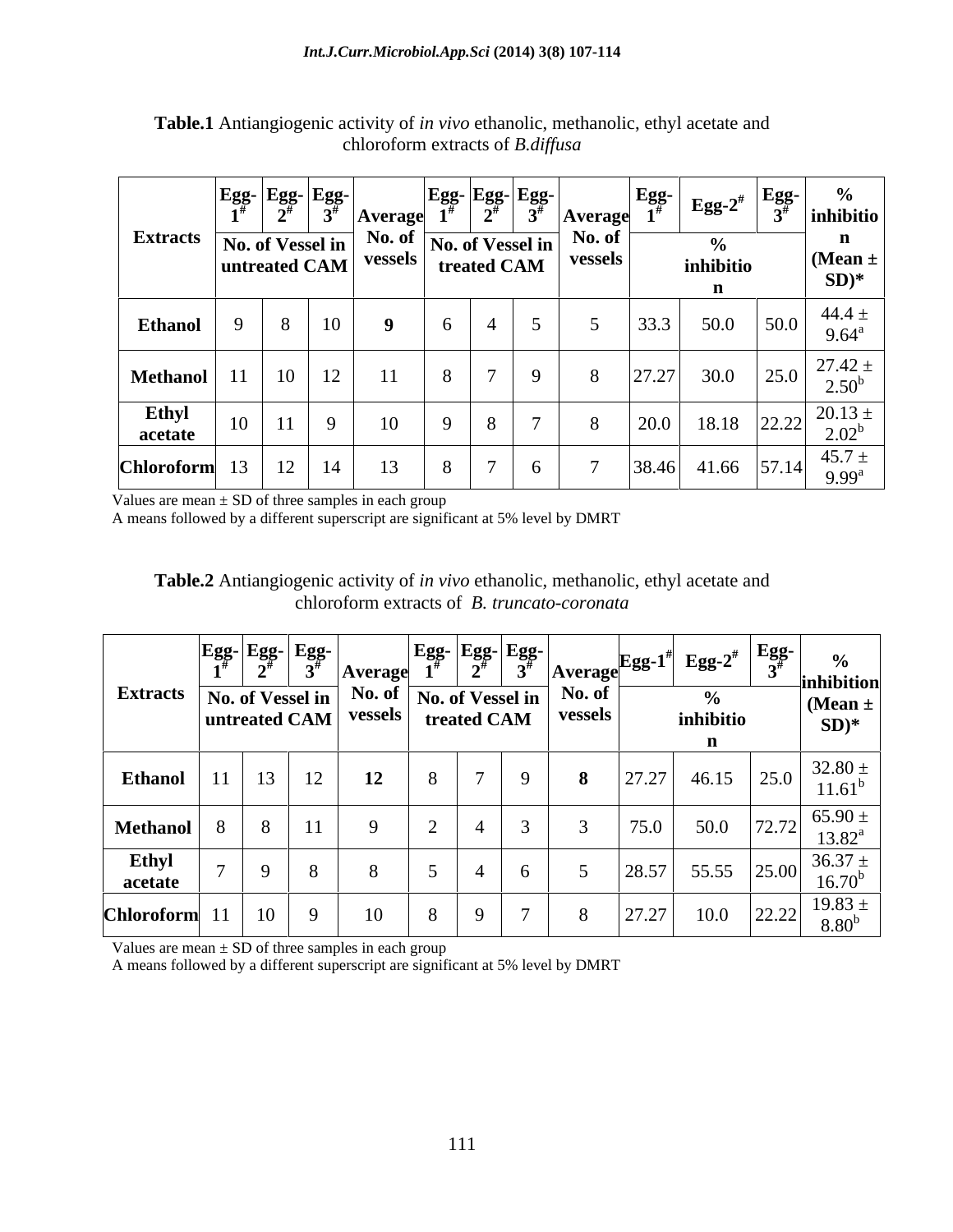**Table.1** Antiangiogenic activity of *in vivo* ethanolic, methanolic, ethyl acetate and chloroform extracts of *B.diffusa*

| Extracts | Egg-1# | Egg-2# | Egg-3# | Average No. of vessels | Egg-1# | Egg-2# | Egg-3# | Average No. of vessels | Egg-1# | Egg-2# | Egg-3# | % inhibition (Mean ± SD)* |
|---|---|---|---|---|---|---|---|---|---|---|---|---|
| | No. of Vessel in untreated CAM | | | | No. of Vessel in treated CAM | | | | % inhibition | | | |
| Ethanol | 9 | 8 | 10 | **9** | 6 | 4 | 5 | 5 | 33.3 | 50.0 | 50.0 | 44.4 ± 9.64[a] |
| Methanol | 11 | 10 | 12 | 11 | 8 | 7 | 9 | 8 | 27.27 | 30.0 | 25.0 | 27.42 ± 2.50[b] |
| Ethyl acetate | 10 | 11 | 9 | 10 | 9 | 8 | 7 | 8 | 20.0 | 18.18 | 22.22 | 20.13 ± 2.02[b] |
| Chloroform | 13 | 12 | 14 | 13 | 8 | 7 | 6 | 7 | 38.46 | 41.66 | 57.14 | 45.7 ± 9.99[a] |

Values are mean ± SD of three samples in each group
A means followed by a different superscript are significant at 5% level by DMRT

**Table.2** Antiangiogenic activity of *in vivo* ethanolic, methanolic, ethyl acetate and chloroform extracts of *B. truncato-coronata*

| Extracts | Egg-1# | Egg-2# | Egg-3# | Average No. of vessels | Egg-1# | Egg-2# | Egg-3# | Average No. of vessels | Egg-1# | Egg-2# | Egg-3# | % inhibition (Mean ± SD)* |
|---|---|---|---|---|---|---|---|---|---|---|---|---|
| | No. of Vessel in untreated CAM | | | | No. of Vessel in treated CAM | | | | % inhibition | | | |
| Ethanol | 11 | 13 | 12 | **12** | 8 | 7 | 9 | **8** | 27.27 | 46.15 | 25.0 | 32.80 ± 11.61[b] |
| Methanol | 8 | 8 | 11 | 9 | 2 | 4 | 3 | 3 | 75.0 | 50.0 | 72.72 | 65.90 ± 13.82[a] |
| Ethyl acetate | 7 | 9 | 8 | 8 | 5 | 4 | 6 | 5 | 28.57 | 55.55 | 25.00 | 36.37 ± 16.70[b] |
| Chloroform | 11 | 10 | 9 | 10 | 8 | 9 | 7 | 8 | 27.27 | 10.0 | 22.22 | 19.83 ± 8.80[b] |

Values are mean ± SD of three samples in each group
A means followed by a different superscript are significant at 5% level by DMRT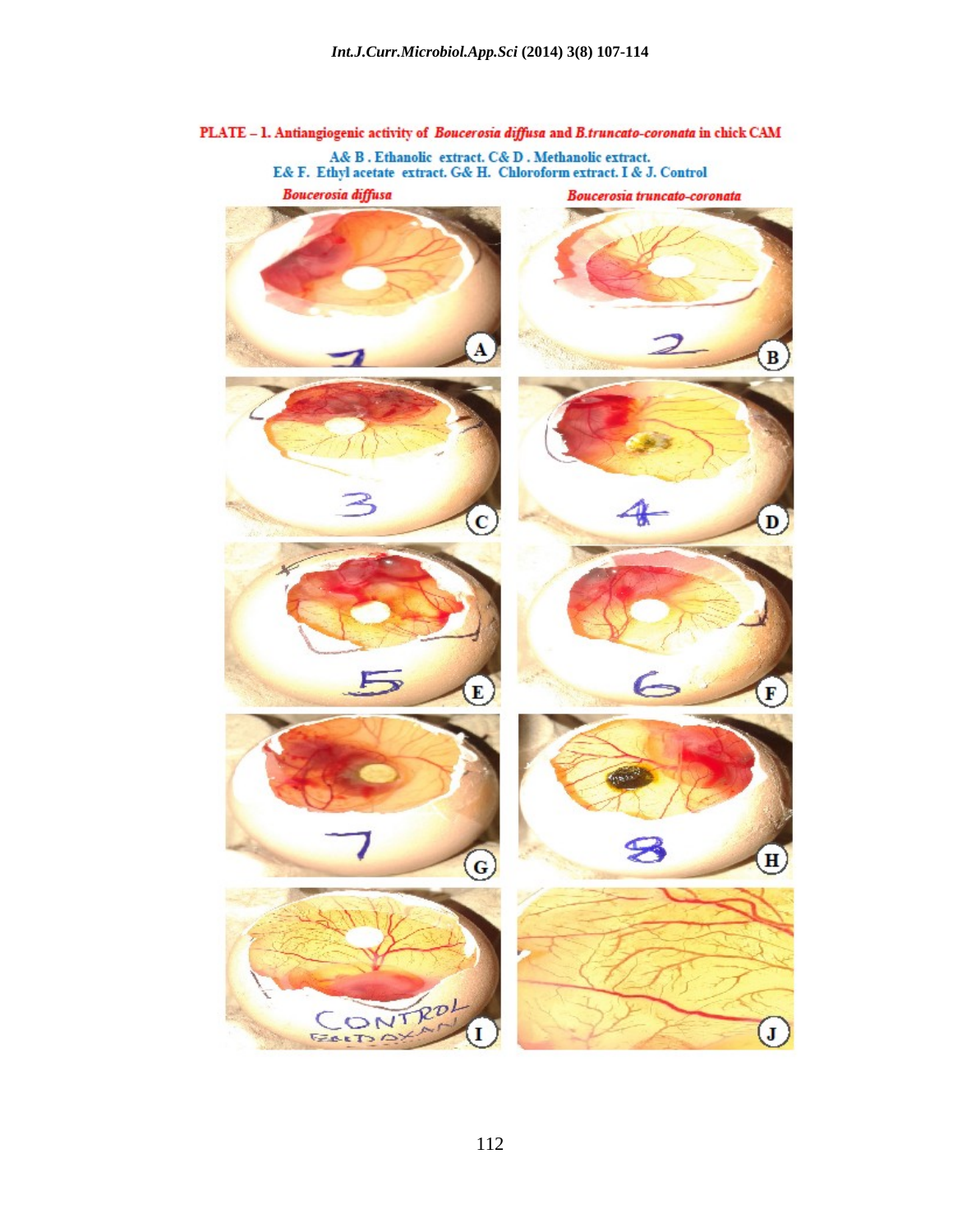PLATE – 1. Antiangiogenic activity of *Boucerosia diffusa* and *B.truncato-coronata* in chick CAM

A& B . Ethanolic extract. C& D . Methanolic extract.
E& F. Ethyl acetate extract. G& H. Chloroform extract. I & J. Control

*Boucerosia diffusa* | *Boucerosia truncato-coronata*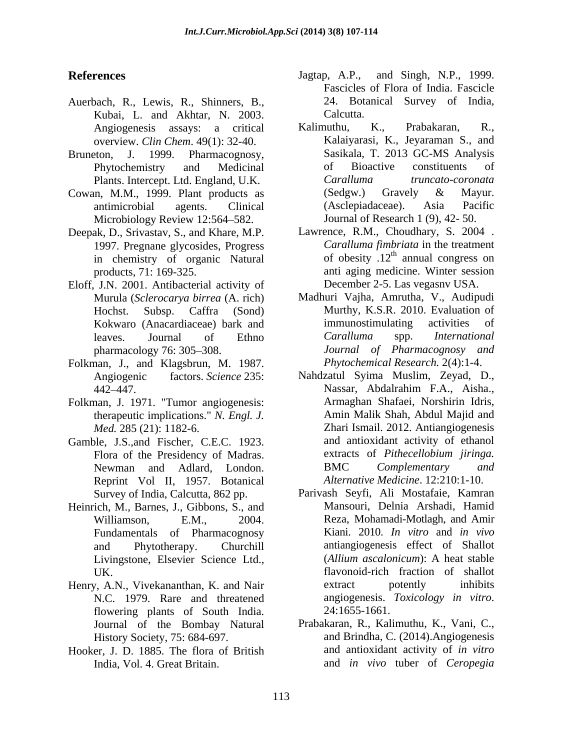## References

Auerbach, R., Lewis, R., Shinners, B., Kubai, L. and Akhtar, N. 2003. Angiogenesis assays: a critical overview. *Clin Chem*. 49(1): 32-40.

Bruneton, J. 1999. Pharmacognosy, Phytochemistry and Medicinal Plants. Intercept. Ltd. England, U.K.

Cowan, M.M., 1999. Plant products as antimicrobial agents. Clinical Microbiology Review 12:564–582.

Deepak, D., Srivastav, S., and Khare, M.P. 1997. Pregnane glycosides, Progress in chemistry of organic Natural products, 71: 169-325.

Eloff, J.N. 2001. Antibacterial activity of Murula (*Sclerocarya birrea* (A. rich) Hochst. Subsp. Caffra (Sond) Kokwaro (Anacardiaceae) bark and leaves. Journal of Ethno pharmacology 76: 305–308.

Folkman, J., and Klagsbrun, M. 1987. Angiogenic factors. *Science* 235: 442–447.

Folkman, J. 1971. "Tumor angiogenesis: therapeutic implications." *N. Engl. J. Med.* 285 (21): 1182-6.

Gamble, J.S.,and Fischer, C.E.C. 1923. Flora of the Presidency of Madras. Newman and Adlard, London. Reprint Vol II, 1957. Botanical Survey of India, Calcutta, 862 pp.

Heinrich, M., Barnes, J., Gibbons, S., and Williamson, E.M., 2004. Fundamentals of Pharmacognosy and Phytotherapy. Churchill Livingstone, Elsevier Science Ltd., UK.

Henry, A.N., Vivekananthan, K. and Nair N.C. 1979. Rare and threatened flowering plants of South India. Journal of the Bombay Natural History Society, 75: 684-697.

Hooker, J. D. 1885. The flora of British India, Vol. 4. Great Britain.

Jagtap, A.P., and Singh, N.P., 1999. Fascicles of Flora of India. Fascicle 24. Botanical Survey of India, Calcutta.

Kalimuthu, K., Prabakaran, R., Kalaiyarasi, K., Jeyaraman S., and Sasikala, T. 2013 GC-MS Analysis of Bioactive constituents of *Caralluma truncato-coronata* (Sedgw.) Gravely & Mayur. (Asclepiadaceae). Asia Pacific Journal of Research 1 (9), 42- 50.

Lawrence, R.M., Choudhary, S. 2004 . *Caralluma fimbriata* in the treatment of obesity .12[th] annual congress on anti aging medicine. Winter session December 2-5. Las vegasnv USA.

Madhuri Vajha, Amrutha, V., Audipudi Murthy, K.S.R. 2010. Evaluation of immunostimulating activities of *Caralluma* spp. *International Journal of Pharmacognosy and Phytochemical Research.* 2(4):1-4.

Nahdzatul Syima Muslim, Zeyad, D., Nassar, Abdalrahim F.A., Aisha., Armaghan Shafaei, Norshirin Idris, Amin Malik Shah, Abdul Majid and Zhari Ismail. 2012. Antiangiogenesis and antioxidant activity of ethanol extracts of *Pithecellobium jiringa.* BMC *Complementary and Alternative Medicine*. 12:210:1-10.

Parivash Seyfi, Ali Mostafaie, Kamran Mansouri, Delnia Arshadi, Hamid Reza, Mohamadi-Motlagh, and Amir Kiani. 2010. *In vitro* and *in vivo* antiangiogenesis effect of Shallot (*Allium ascalonicum*): A heat stable flavonoid-rich fraction of shallot extract potently inhibits angiogenesis. *Toxicology in vitro*. 24:1655-1661.

Prabakaran, R., Kalimuthu, K., Vani, C., and Brindha, C. (2014).Angiogenesis and antioxidant activity of *in vitro* and *in vivo* tuber of *Ceropegia*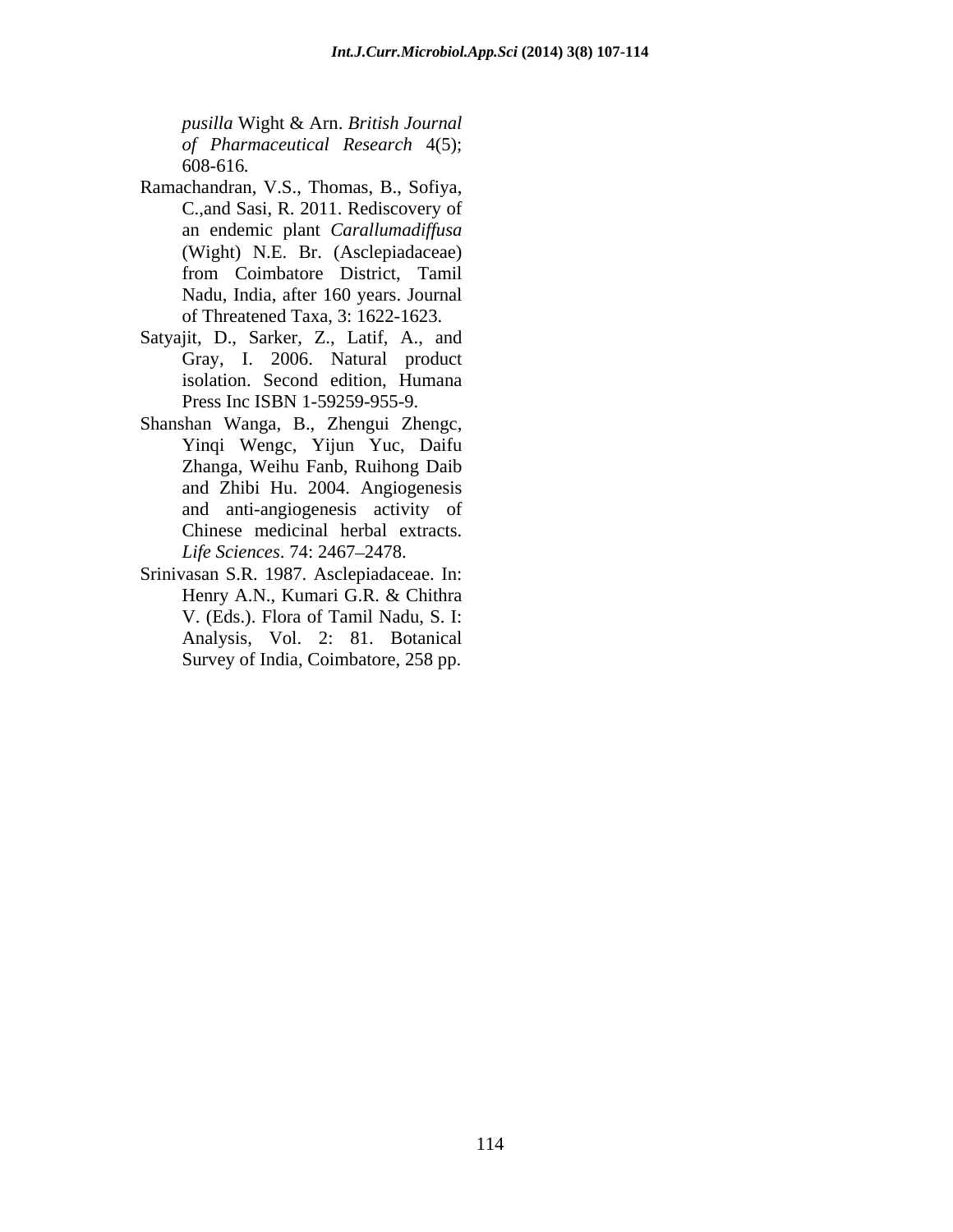*pusilla* Wight & Arn. *British Journal of Pharmaceutical Research* 4(5); 608-616.

Ramachandran, V.S., Thomas, B., Sofiya, C.,and Sasi, R. 2011. Rediscovery of an endemic plant *Carallumadiffusa* (Wight) N.E. Br. (Asclepiadaceae) from Coimbatore District, Tamil Nadu, India, after 160 years. Journal of Threatened Taxa, 3: 1622-1623.

Satyajit, D., Sarker, Z., Latif, A., and Gray, I. 2006. Natural product isolation. Second edition, Humana Press Inc ISBN 1-59259-955-9.

Shanshan Wanga, B., Zhengui Zhengc, Yinqi Wengc, Yijun Yuc, Daifu Zhanga, Weihu Fanb, Ruihong Daib and Zhibi Hu. 2004. Angiogenesis and anti-angiogenesis activity of Chinese medicinal herbal extracts. *Life Sciences*. 74: 2467–2478.

Srinivasan S.R. 1987. Asclepiadaceae. In: Henry A.N., Kumari G.R. & Chithra V. (Eds.). Flora of Tamil Nadu, S. I: Analysis, Vol. 2: 81. Botanical Survey of India, Coimbatore, 258 pp.